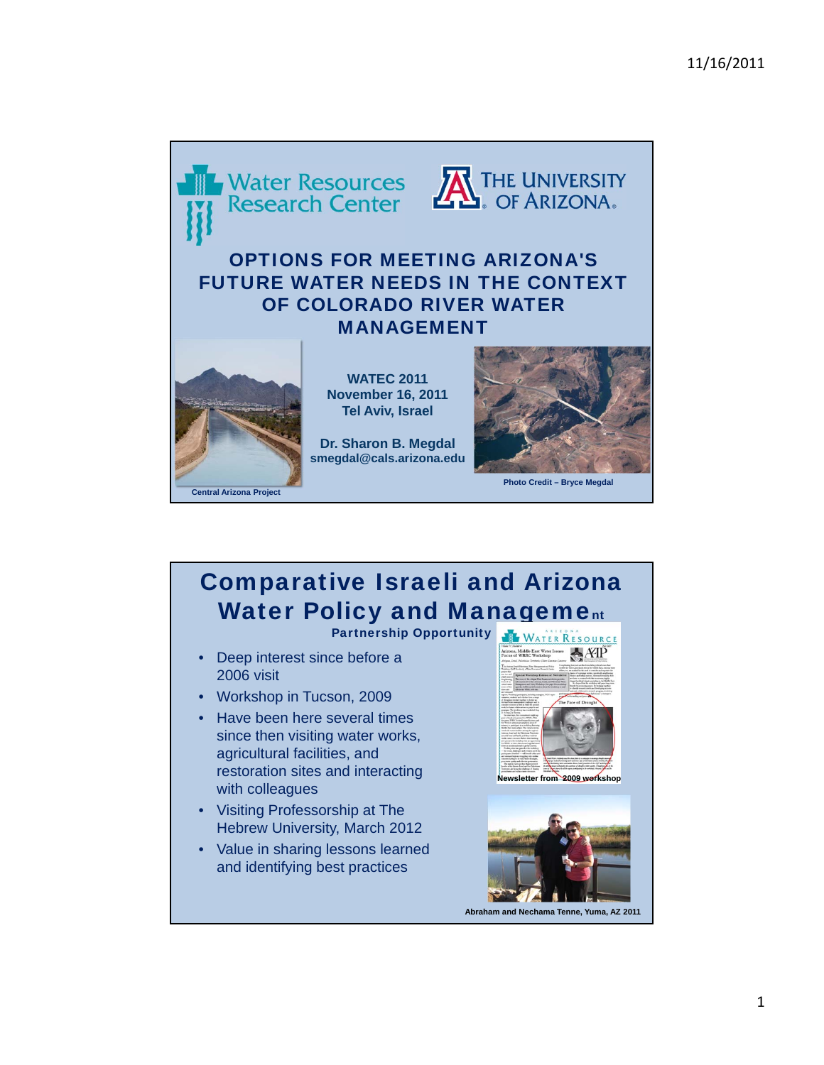## Water Resources Research Center — The University of Arizona

# OPTIONS FOR MEETING ARIZONA'S FUTURE WATER NEEDS IN THE CONTEXT OF COLORADO RIVER WATER MANAGEMENT

**WATEC 2011**
**November 16, 2011**
**Tel Aviv, Israel**

**Dr. Sharon B. Megdal**
**smegdal@cals.arizona.edu**

Central Arizona Project

Photo Credit – Bryce Megdal

# Comparative Israeli and Arizona Water Policy and Management

**Partnership Opportunity**

- Deep interest since before a 2006 visit
- Workshop in Tucson, 2009
- Have been here several times since then visiting water works, agricultural facilities, and restoration sites and interacting with colleagues
- Visiting Professorship at The Hebrew University, March 2012
- Value in sharing lessons learned and identifying best practices

Newsletter from 2009 workshop

Abraham and Nechama Tenne, Yuma, AZ 2011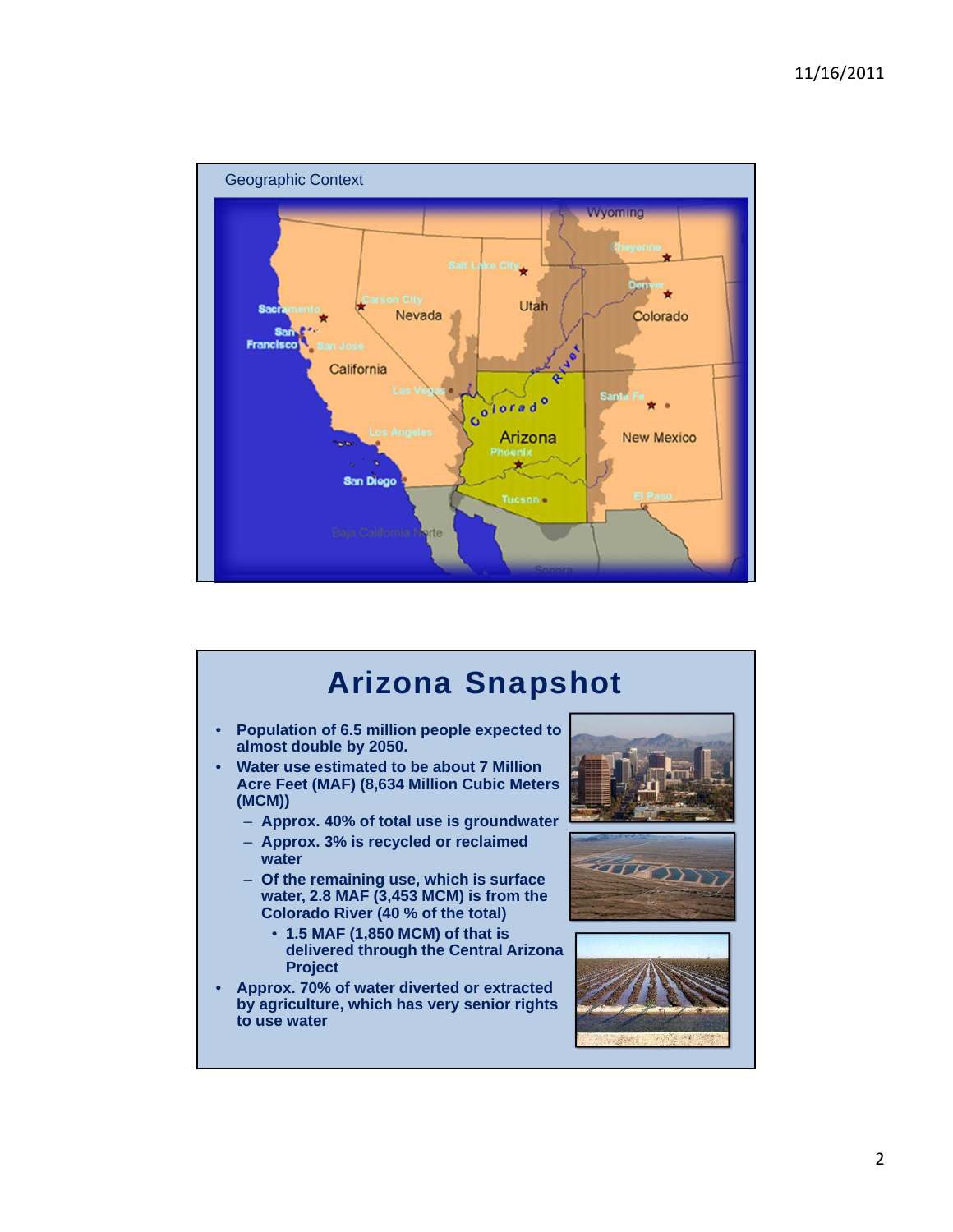Geographic Context

# Arizona Snapshot

- Population of 6.5 million people expected to almost double by 2050.
- Water use estimated to be about 7 Million Acre Feet (MAF) (8,634 Million Cubic Meters (MCM))
  - Approx. 40% of total use is groundwater
  - Approx. 3% is recycled or reclaimed water
  - Of the remaining use, which is surface water, 2.8 MAF (3,453 MCM) is from the Colorado River (40 % of the total)
    - 1.5 MAF (1,850 MCM) of that is delivered through the Central Arizona Project
- Approx. 70% of water diverted or extracted by agriculture, which has very senior rights to use water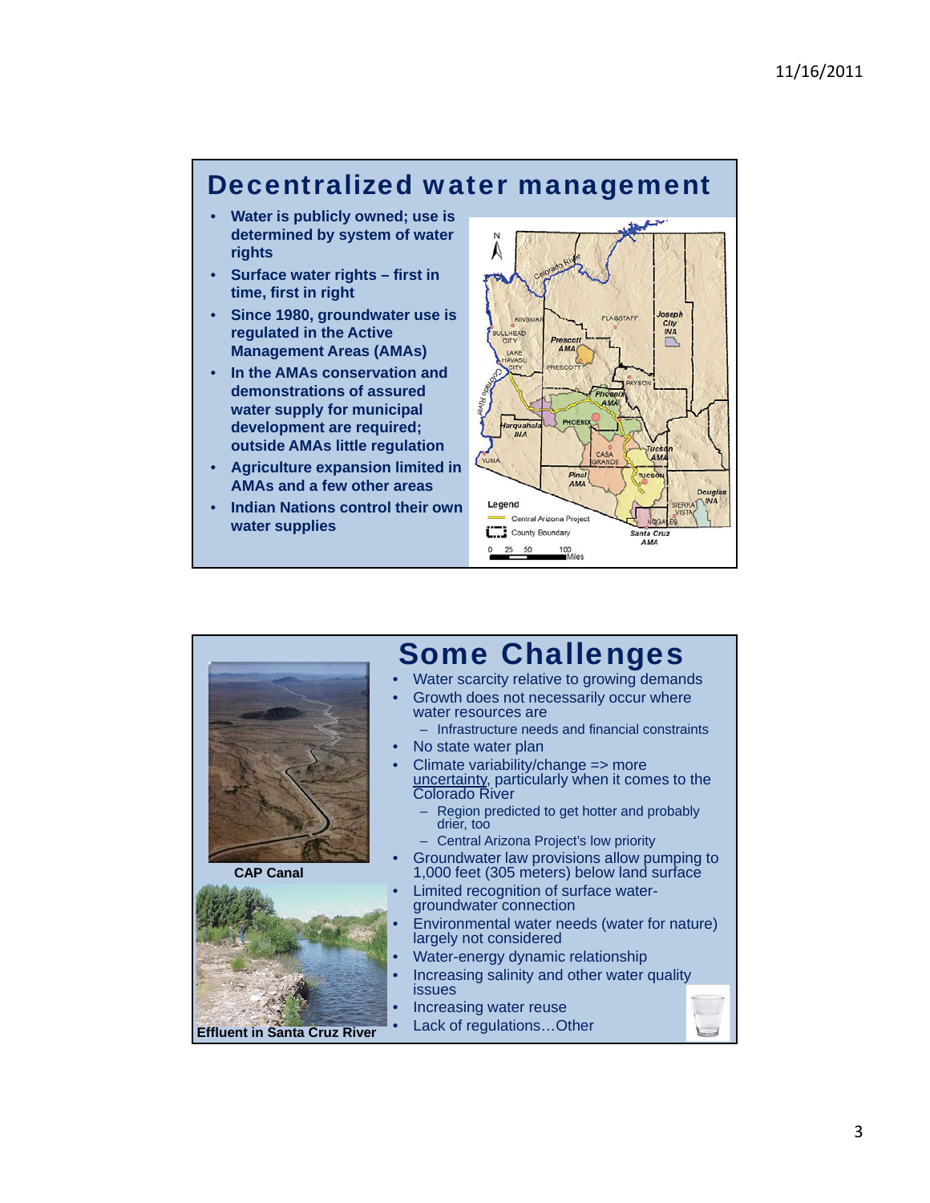## Decentralized water management

- Water is publicly owned; use is determined by system of water rights
- Surface water rights – first in time, first in right
- Since 1980, groundwater use is regulated in the Active Management Areas (AMAs)
- In the AMAs conservation and demonstrations of assured water supply for municipal development are required; outside AMAs little regulation
- Agriculture expansion limited in AMAs and a few other areas
- Indian Nations control their own water supplies

## Some Challenges

- Water scarcity relative to growing demands
- Growth does not necessarily occur where water resources are
  - Infrastructure needs and financial constraints
- No state water plan
- Climate variability/change => more uncertainty, particularly when it comes to the Colorado River
  - Region predicted to get hotter and probably drier, too
  - Central Arizona Project's low priority
- Groundwater law provisions allow pumping to 1,000 feet (305 meters) below land surface
- Limited recognition of surface water-groundwater connection
- Environmental water needs (water for nature) largely not considered
- Water-energy dynamic relationship
- Increasing salinity and other water quality issues
- Increasing water reuse
- Lack of regulations…Other

CAP Canal

Effluent in Santa Cruz River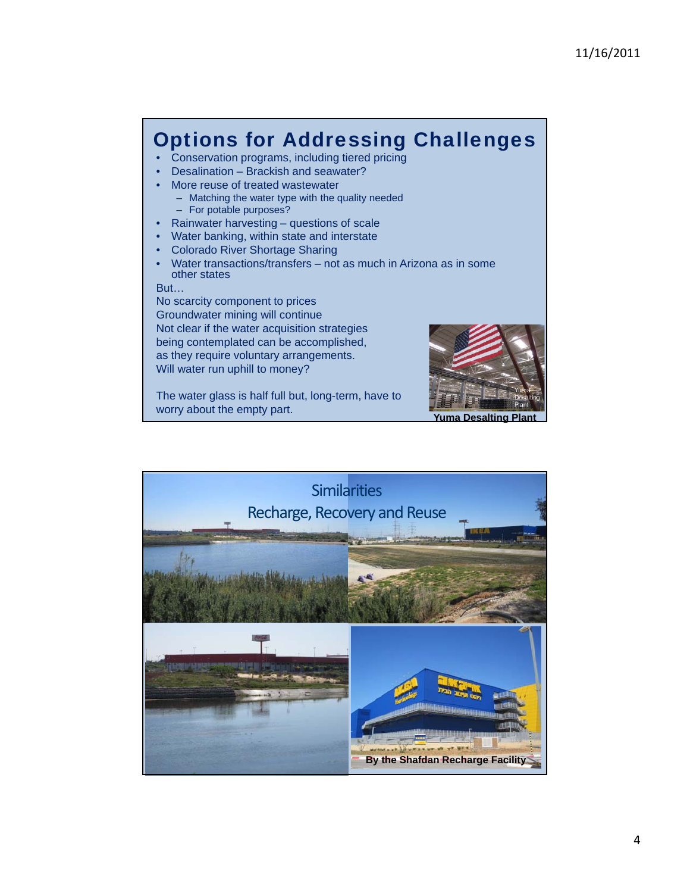## Options for Addressing Challenges

- Conservation programs, including tiered pricing
- Desalination – Brackish and seawater?
- More reuse of treated wastewater
  - Matching the water type with the quality needed
  - For potable purposes?
- Rainwater harvesting – questions of scale
- Water banking, within state and interstate
- Colorado River Shortage Sharing
- Water transactions/transfers – not as much in Arizona as in some other states

But…

No scarcity component to prices
Groundwater mining will continue
Not clear if the water acquisition strategies being contemplated can be accomplished, as they require voluntary arrangements.
Will water run uphill to money?

The water glass is half full but, long-term, have to worry about the empty part.

**Yuma Desalting Plant**

## Similarities
## Recharge, Recovery and Reuse

**By the Shafdan Recharge Facility**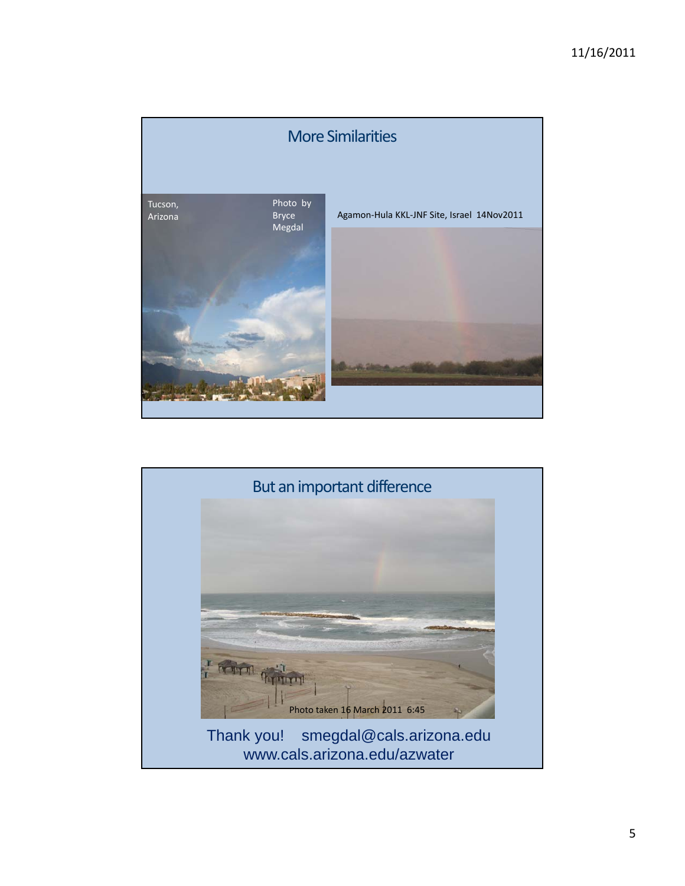## More Similarities

Tucson, Arizona

Photo by Bryce Megdal

Agamon-Hula KKL-JNF Site, Israel 14Nov2011

## But an important difference

Photo taken 16 March 2011 6:45

Thank you! smegdal@cals.arizona.edu
www.cals.arizona.edu/azwater